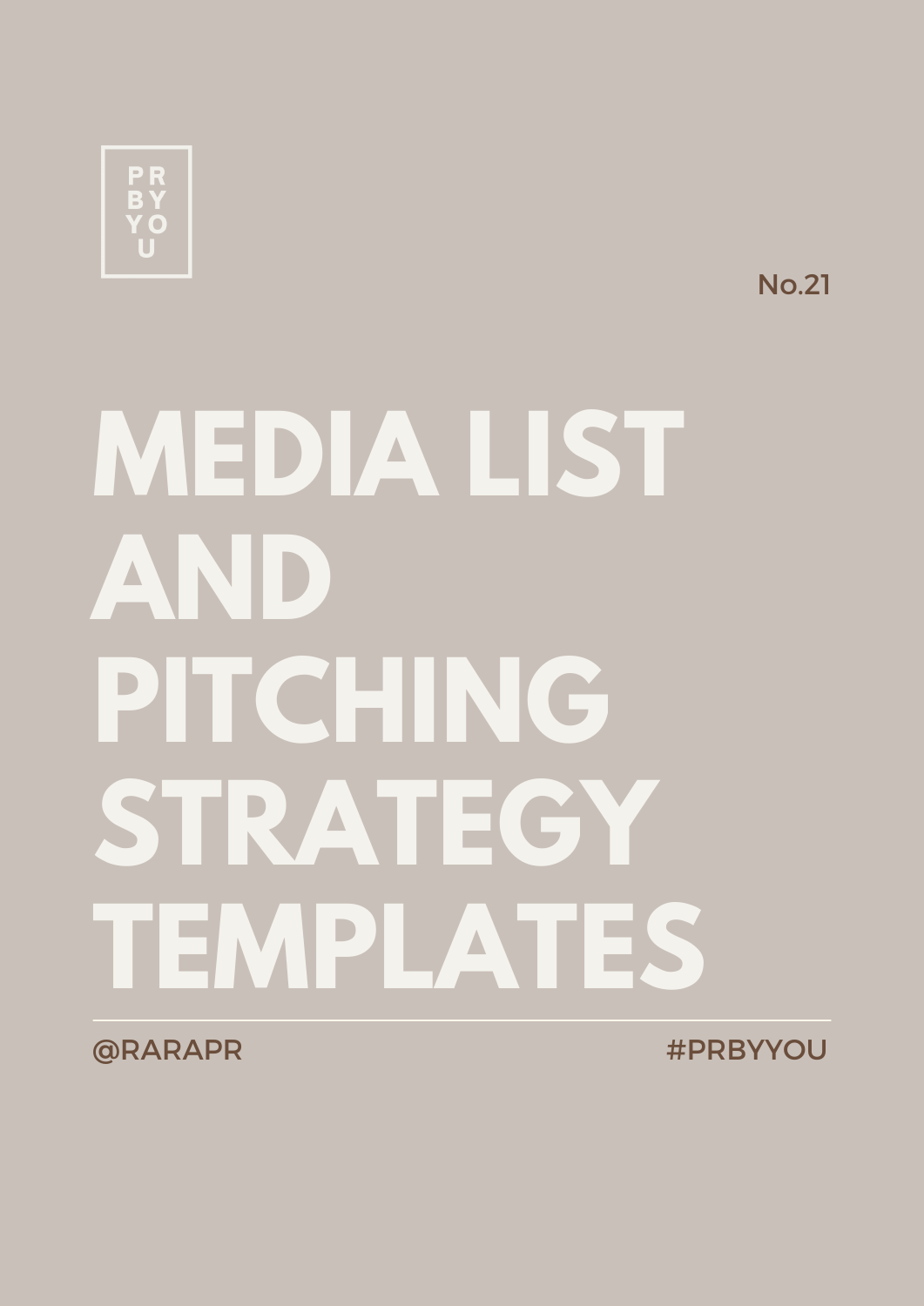PR
BY
YO
U

No.21

# MEDIA LIST AND PITCHING STRATEGY TEMPLATES

@RARAPR

#PRBYYOU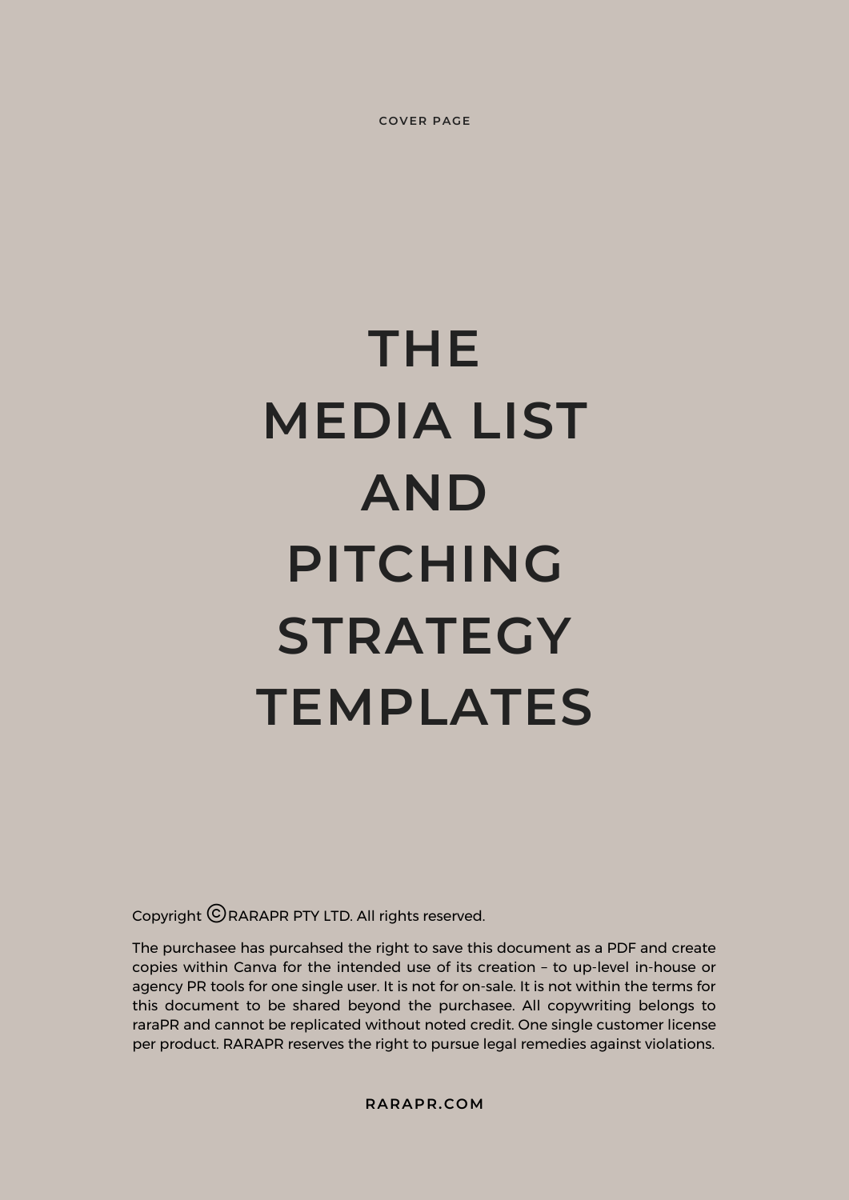COVER PAGE

# THE MEDIA LIST AND PITCHING STRATEGY TEMPLATES

Copyright ©RARAPR PTY LTD. All rights reserved.

The purchasee has purcahsed the right to save this document as a PDF and create copies within Canva for the intended use of its creation – to up-level in-house or agency PR tools for one single user. It is not for on-sale. It is not within the terms for this document to be shared beyond the purchasee. All copywriting belongs to raraPR and cannot be replicated without noted credit. One single customer license per product. RARAPR reserves the right to pursue legal remedies against violations.

RARAPR.COM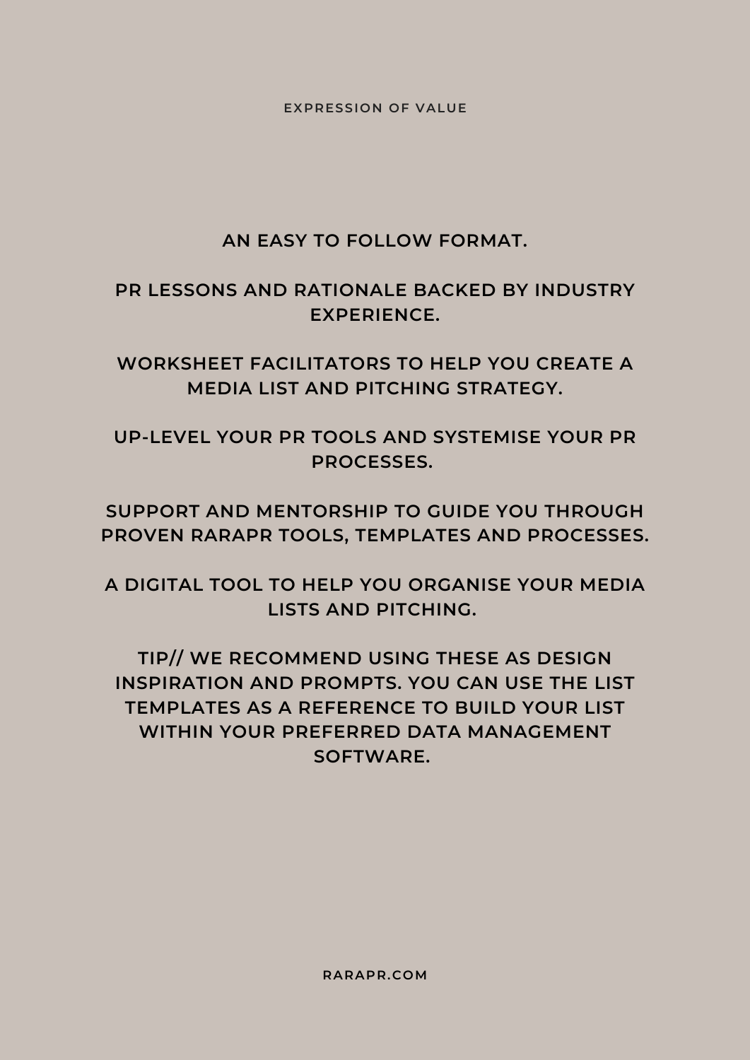## EXPRESSION OF VALUE

AN EASY TO FOLLOW FORMAT.

PR LESSONS AND RATIONALE BACKED BY INDUSTRY EXPERIENCE.

WORKSHEET FACILITATORS TO HELP YOU CREATE A MEDIA LIST AND PITCHING STRATEGY.

UP-LEVEL YOUR PR TOOLS AND SYSTEMISE YOUR PR PROCESSES.

SUPPORT AND MENTORSHIP TO GUIDE YOU THROUGH PROVEN RARAPR TOOLS, TEMPLATES AND PROCESSES.

A DIGITAL TOOL TO HELP YOU ORGANISE YOUR MEDIA LISTS AND PITCHING.

TIP// WE RECOMMEND USING THESE AS DESIGN INSPIRATION AND PROMPTS. YOU CAN USE THE LIST TEMPLATES AS A REFERENCE TO BUILD YOUR LIST WITHIN YOUR PREFERRED DATA MANAGEMENT SOFTWARE.

RARAPR.COM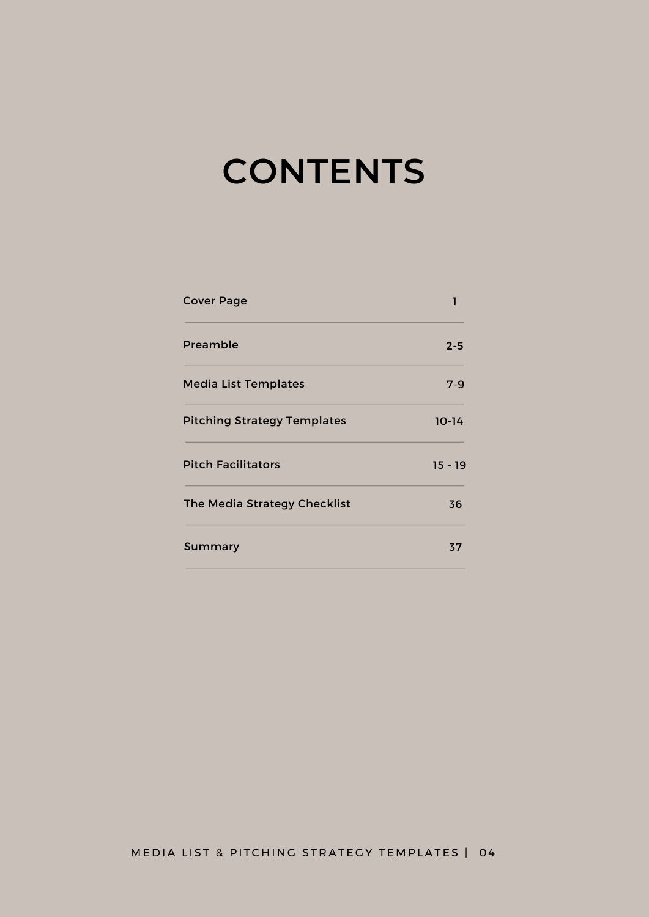# CONTENTS

| | |
|---|---|
| Cover Page | 1 |
| Preamble | 2-5 |
| Media List Templates | 7-9 |
| Pitching Strategy Templates | 10-14 |
| Pitch Facilitators | 15 - 19 |
| The Media Strategy Checklist | 36 |
| Summary | 37 |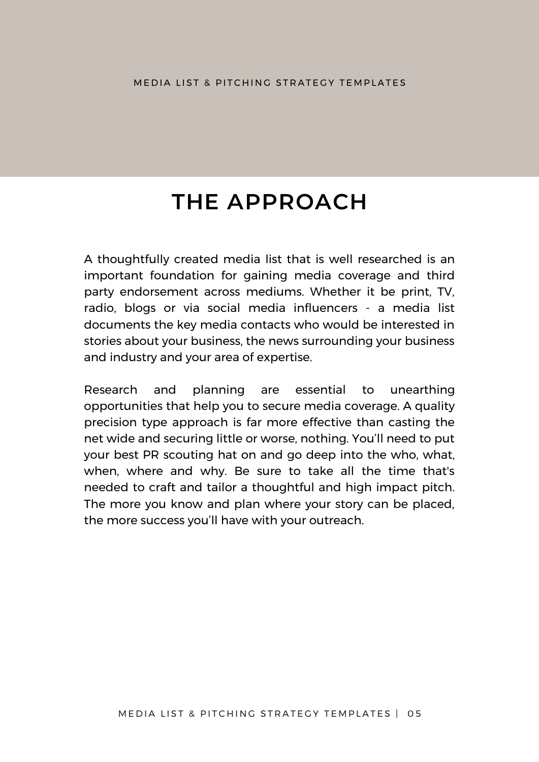# THE APPROACH

A thoughtfully created media list that is well researched is an important foundation for gaining media coverage and third party endorsement across mediums. Whether it be print, TV, radio, blogs or via social media influencers - a media list documents the key media contacts who would be interested in stories about your business, the news surrounding your business and industry and your area of expertise.

Research and planning are essential to unearthing opportunities that help you to secure media coverage. A quality precision type approach is far more effective than casting the net wide and securing little or worse, nothing. You'll need to put your best PR scouting hat on and go deep into the who, what, when, where and why. Be sure to take all the time that's needed to craft and tailor a thoughtful and high impact pitch. The more you know and plan where your story can be placed, the more success you'll have with your outreach.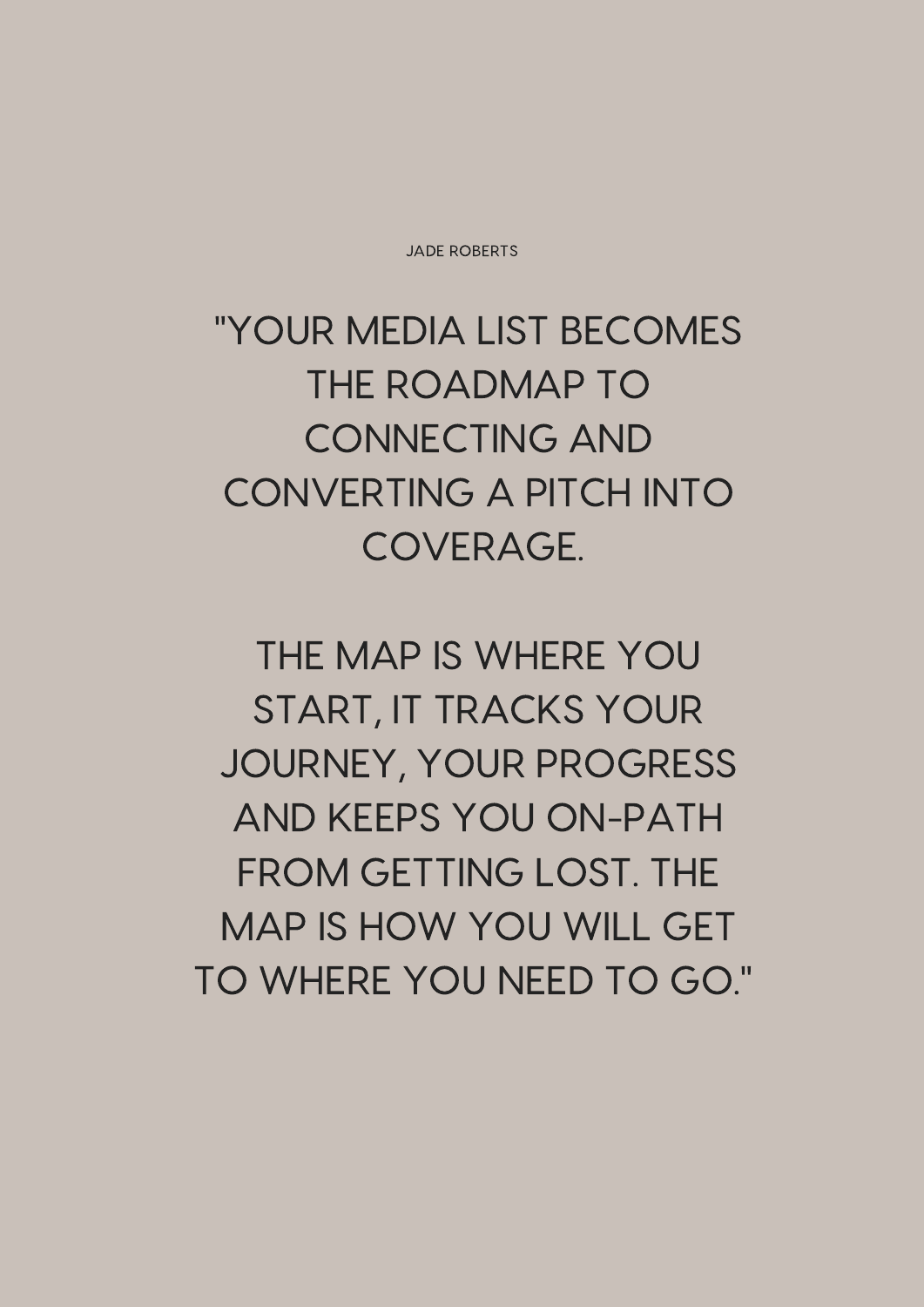JADE ROBERTS

"YOUR MEDIA LIST BECOMES THE ROADMAP TO CONNECTING AND CONVERTING A PITCH INTO COVERAGE.

THE MAP IS WHERE YOU START, IT TRACKS YOUR JOURNEY, YOUR PROGRESS AND KEEPS YOU ON-PATH FROM GETTING LOST. THE MAP IS HOW YOU WILL GET TO WHERE YOU NEED TO GO."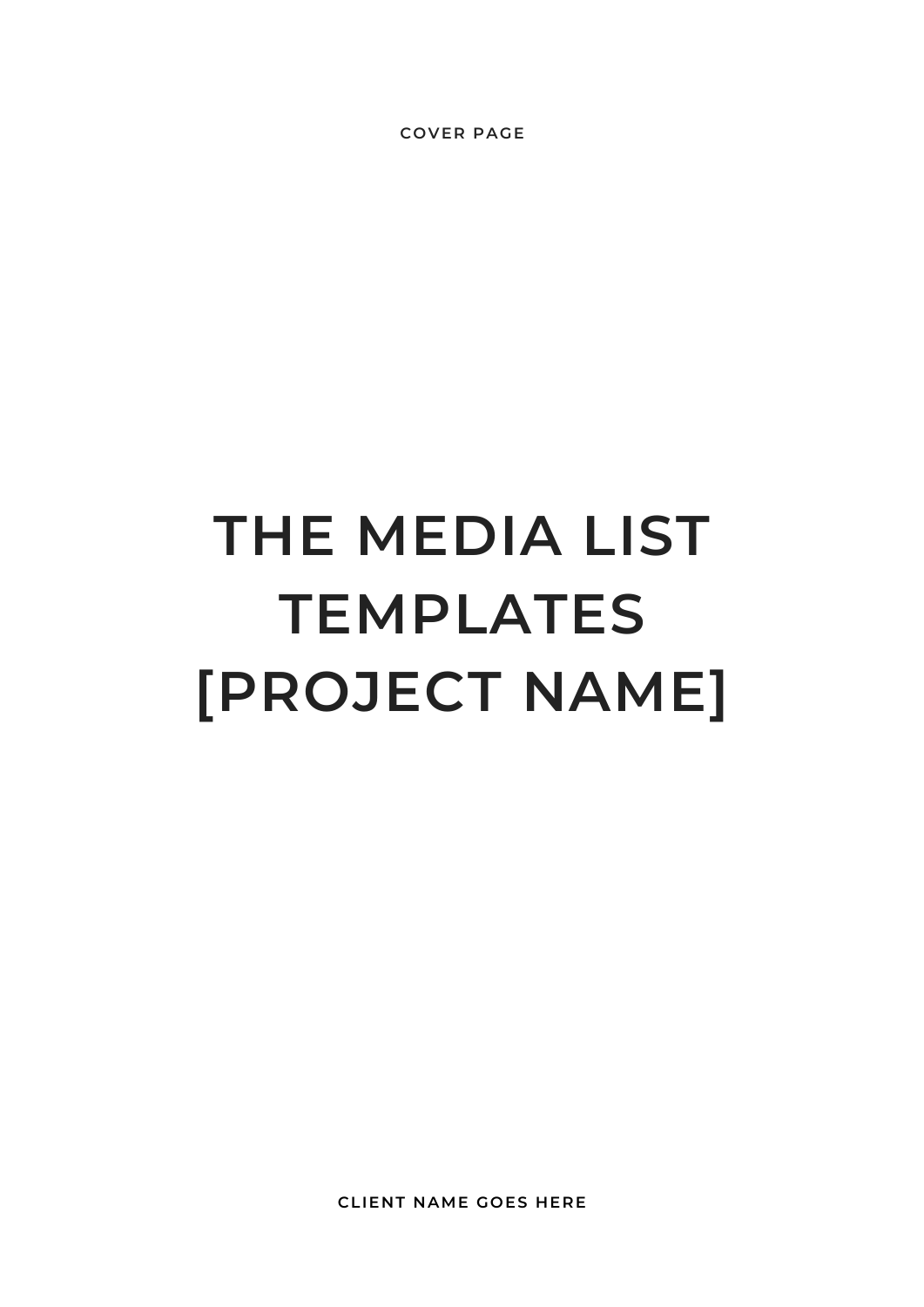COVER PAGE

# THE MEDIA LIST TEMPLATES [PROJECT NAME]

**CLIENT NAME GOES HERE**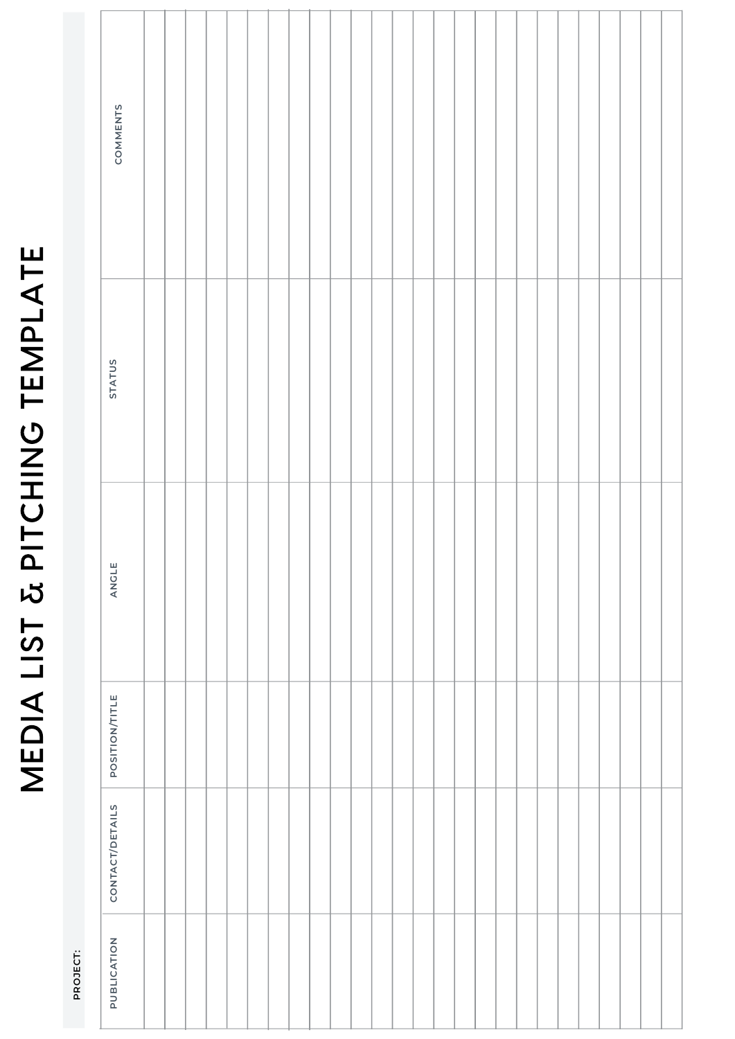# MEDIA LIST & PITCHING TEMPLATE

**PROJECT:**

| PUBLICATION | CONTACT/DETAILS | POSITION/TITLE | ANGLE | STATUS | COMMENTS |
|---|---|---|---|---|---|
| | | | | | |
| | | | | | |
| | | | | | |
| | | | | | |
| | | | | | |
| | | | | | |
| | | | | | |
| | | | | | |
| | | | | | |
| | | | | | |
| | | | | | |
| | | | | | |
| | | | | | |
| | | | | | |
| | | | | | |
| | | | | | |
| | | | | | |
| | | | | | |
| | | | | | |
| | | | | | |
| | | | | | |
| | | | | | |
| | | | | | |
| | | | | | |
| | | | | | |
| | | | | | |
| | | | | | |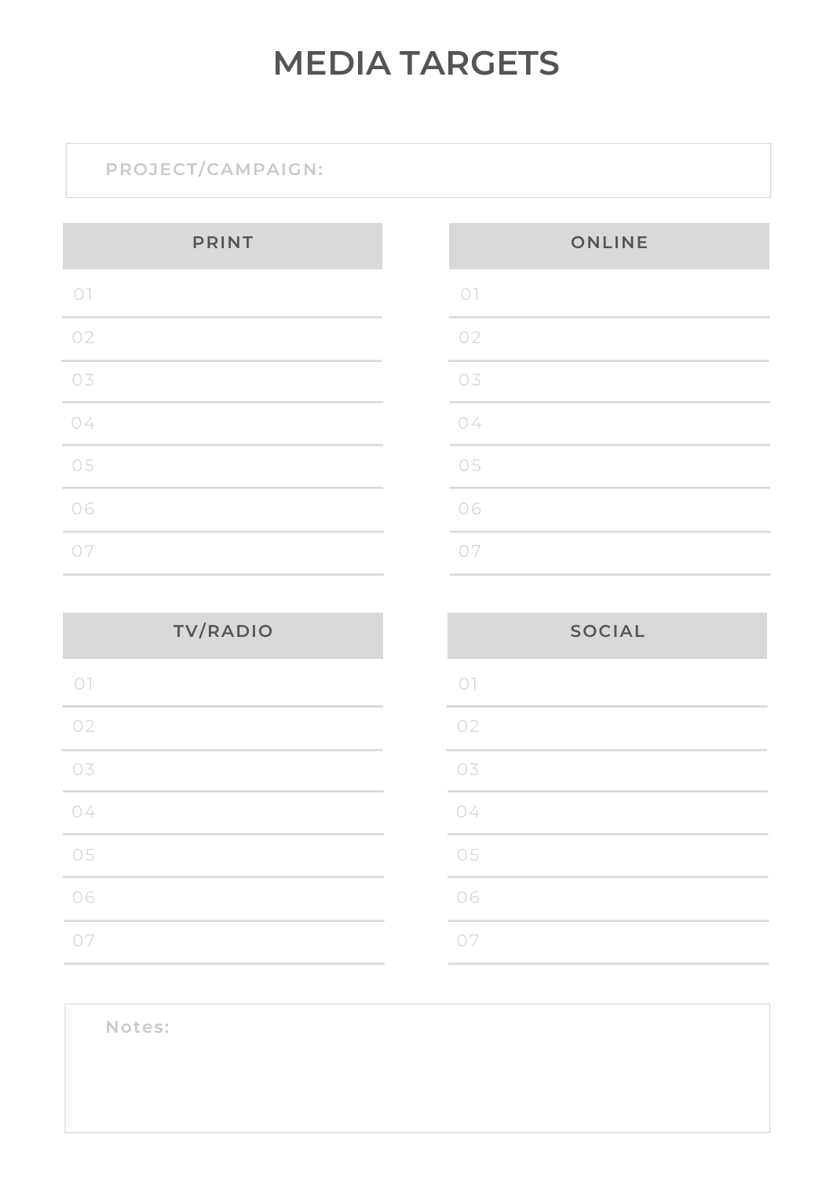# MEDIA TARGETS

PROJECT/CAMPAIGN:

## PRINT

01
02
03
04
05
06
07

## ONLINE

01
02
03
04
05
06
07

## TV/RADIO

01
02
03
04
05
06
07

## SOCIAL

01
02
03
04
05
06
07

Notes: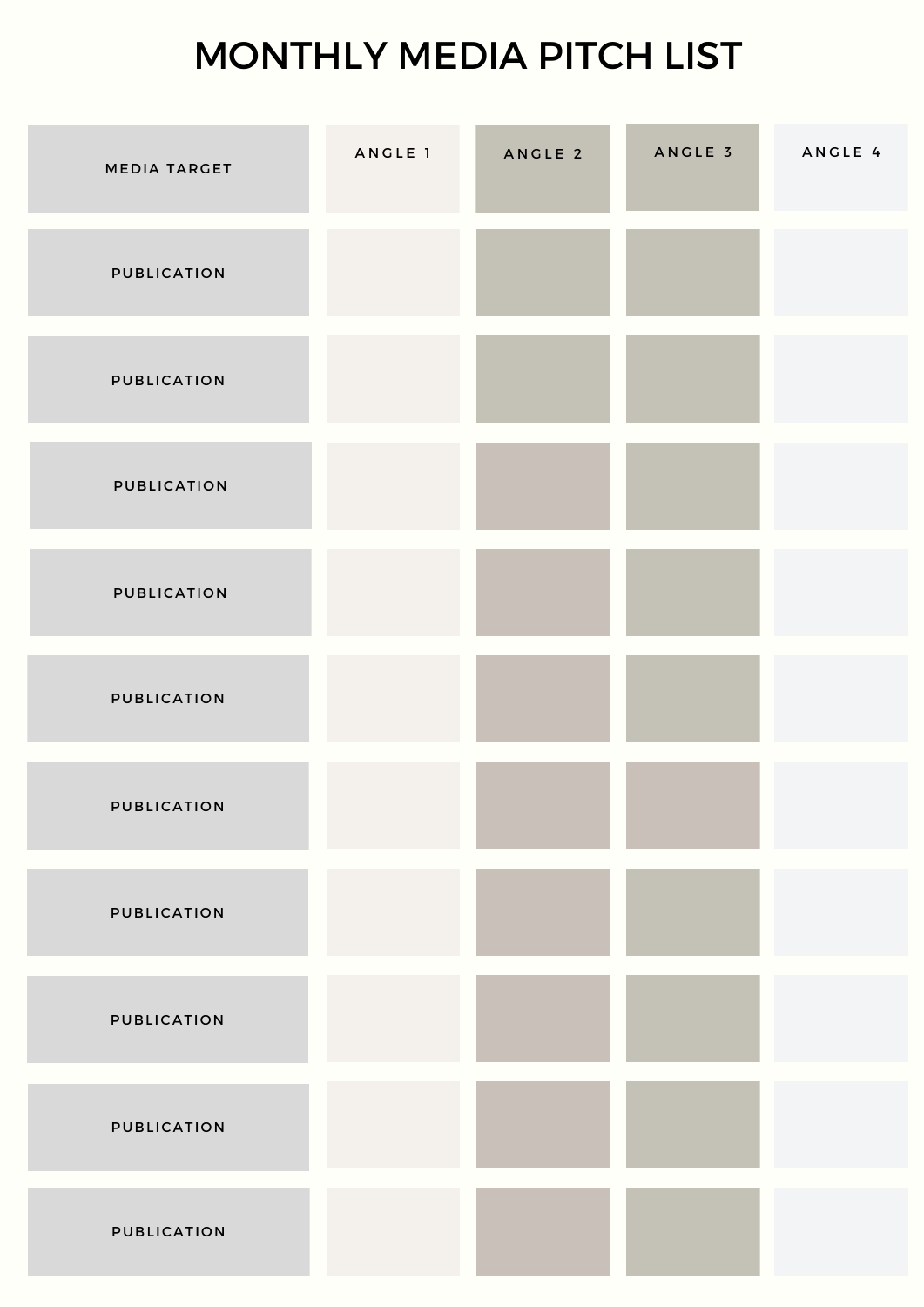# MONTHLY MEDIA PITCH LIST

| MEDIA TARGET | ANGLE 1 | ANGLE 2 | ANGLE 3 | ANGLE 4 |
| --- | --- | --- | --- | --- |
| PUBLICATION | | | | |
| PUBLICATION | | | | |
| PUBLICATION | | | | |
| PUBLICATION | | | | |
| PUBLICATION | | | | |
| PUBLICATION | | | | |
| PUBLICATION | | | | |
| PUBLICATION | | | | |
| PUBLICATION | | | | |
| PUBLICATION | | | | |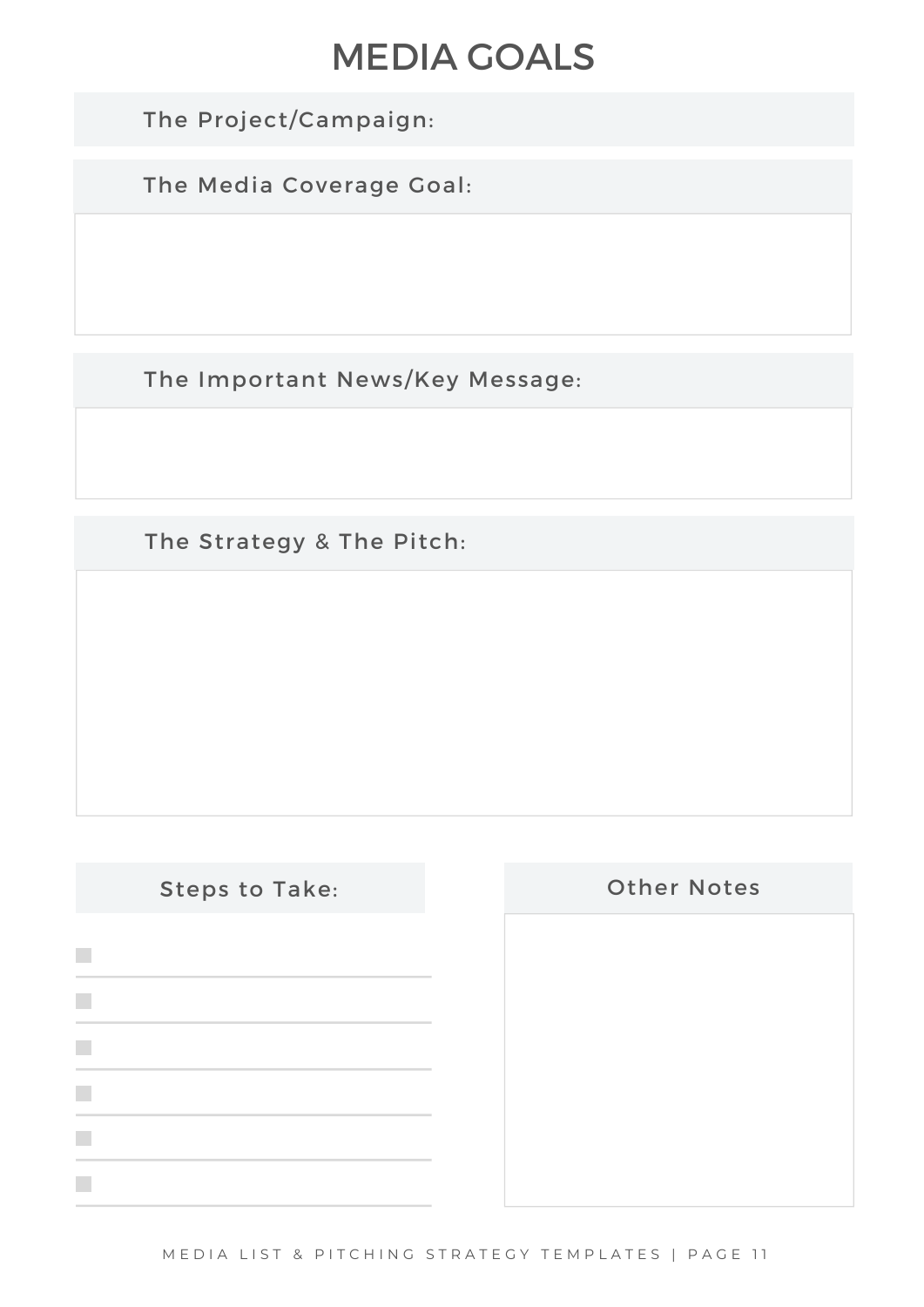# MEDIA GOALS

**The Project/Campaign:**

**The Media Coverage Goal:**

**The Important News/Key Message:**

**The Strategy & The Pitch:**

**Steps to Take:**

- [ ] 
- [ ] 
- [ ] 
- [ ] 
- [ ] 
- [ ] 

**Other Notes**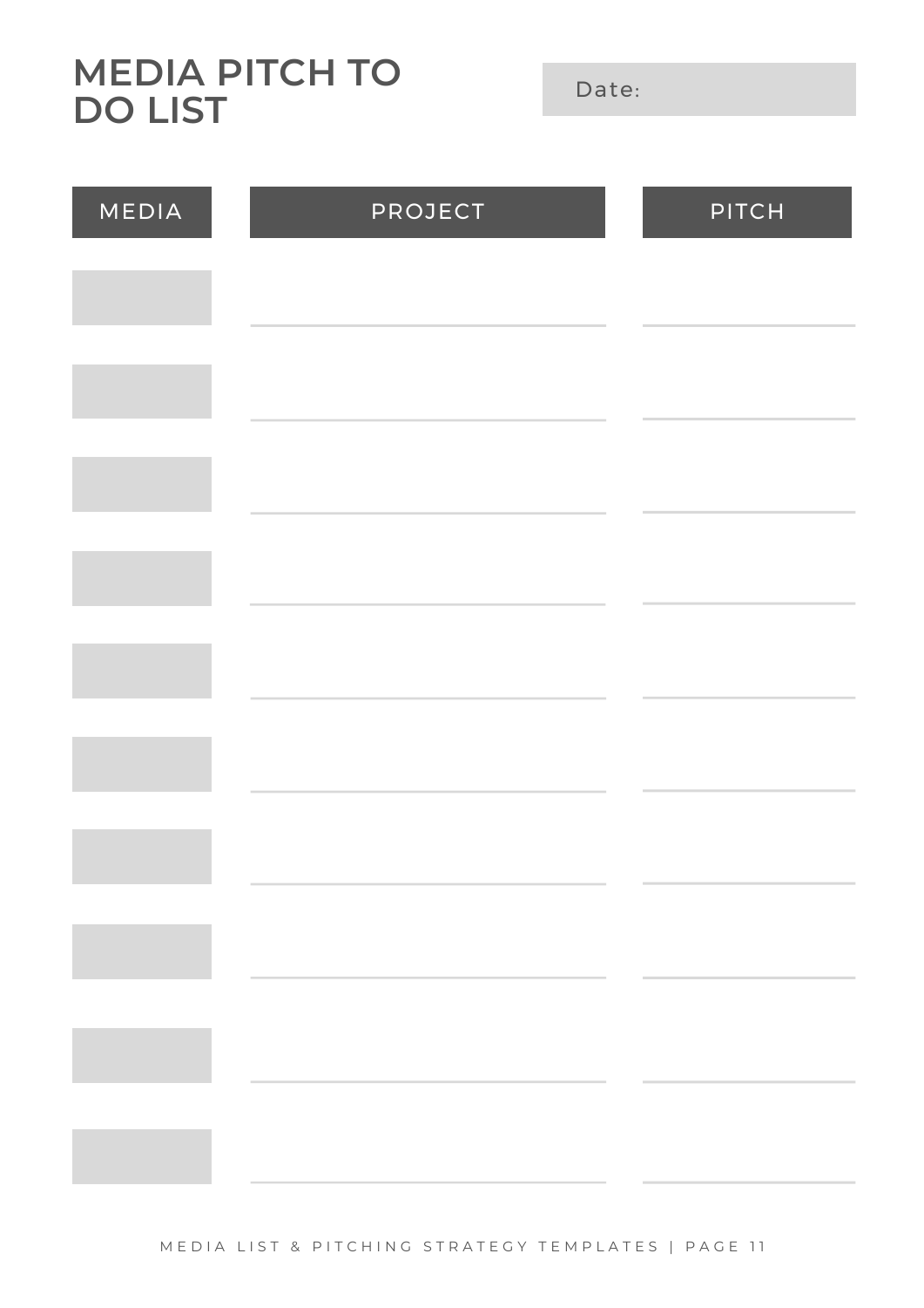# MEDIA PITCH TO DO LIST

Date:

| MEDIA | PROJECT | PITCH |
| --- | --- | --- |
| | | |
| | | |
| | | |
| | | |
| | | |
| | | |
| | | |
| | | |
| | | |
| | | |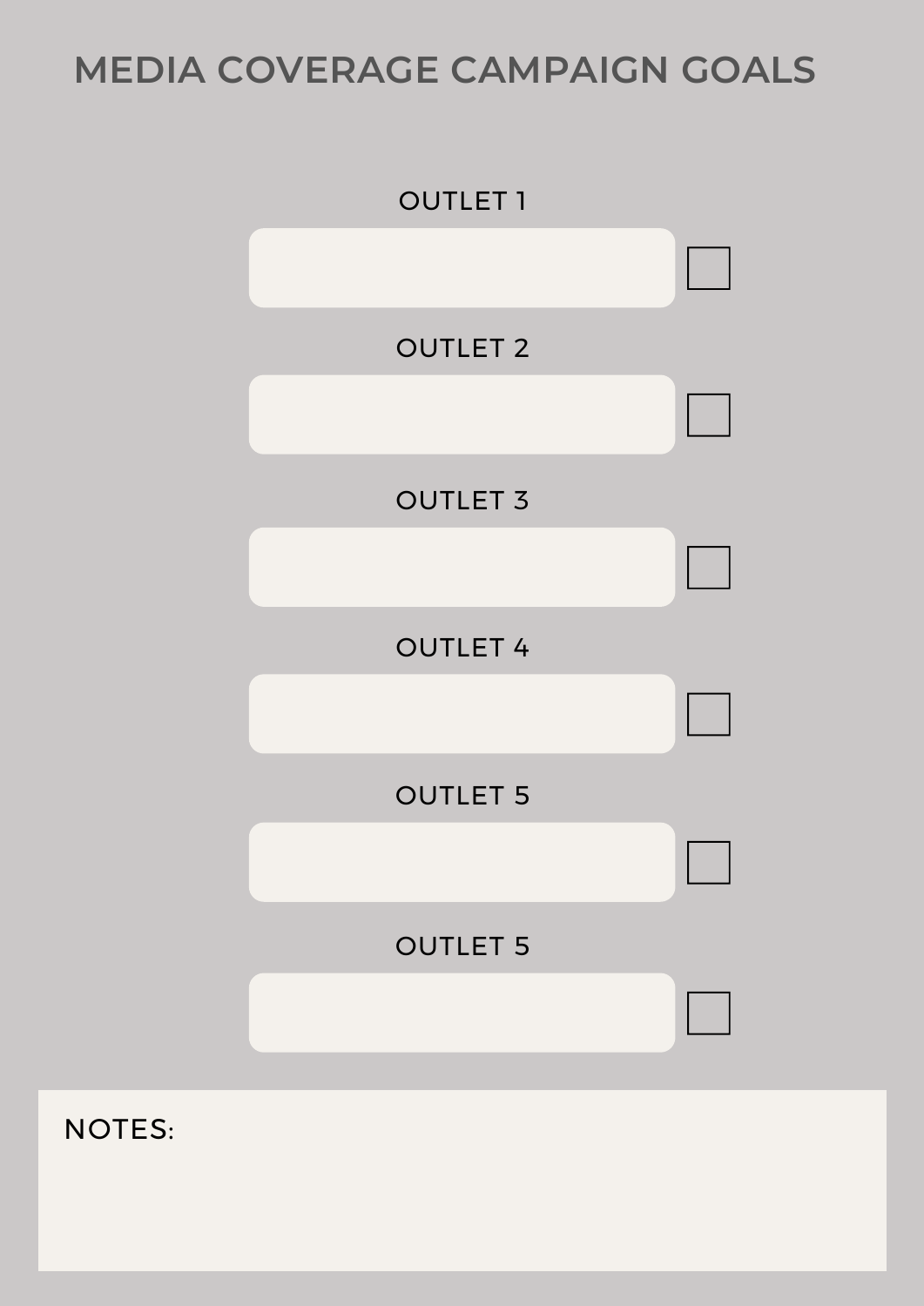# MEDIA COVERAGE CAMPAIGN GOALS

OUTLET 1

☐

OUTLET 2

☐

OUTLET 3

☐

OUTLET 4

☐

OUTLET 5

☐

OUTLET 5

☐

NOTES: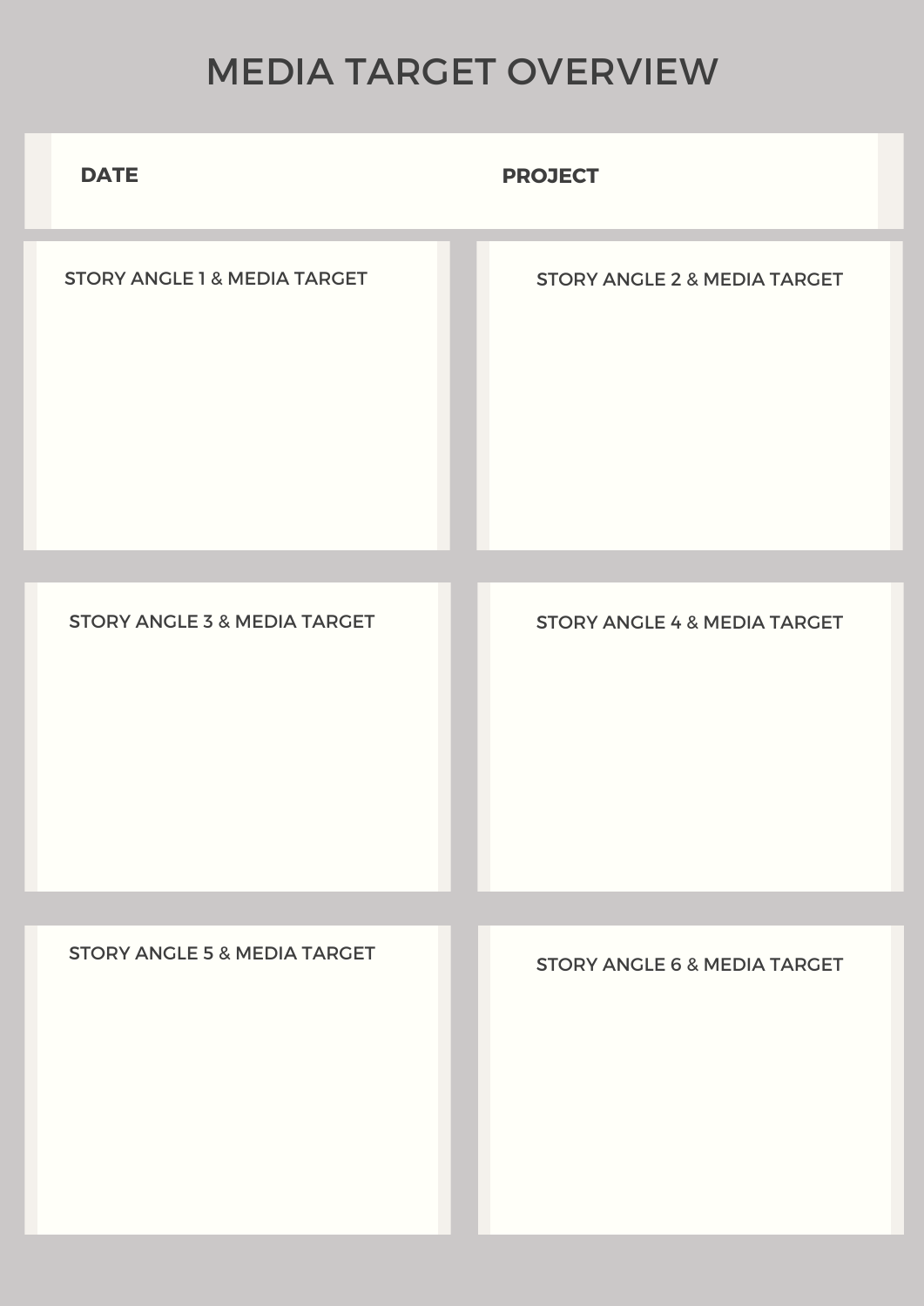# MEDIA TARGET OVERVIEW

**DATE**

**PROJECT**

STORY ANGLE 1 & MEDIA TARGET

STORY ANGLE 2 & MEDIA TARGET

STORY ANGLE 3 & MEDIA TARGET

STORY ANGLE 4 & MEDIA TARGET

STORY ANGLE 5 & MEDIA TARGET

STORY ANGLE 6 & MEDIA TARGET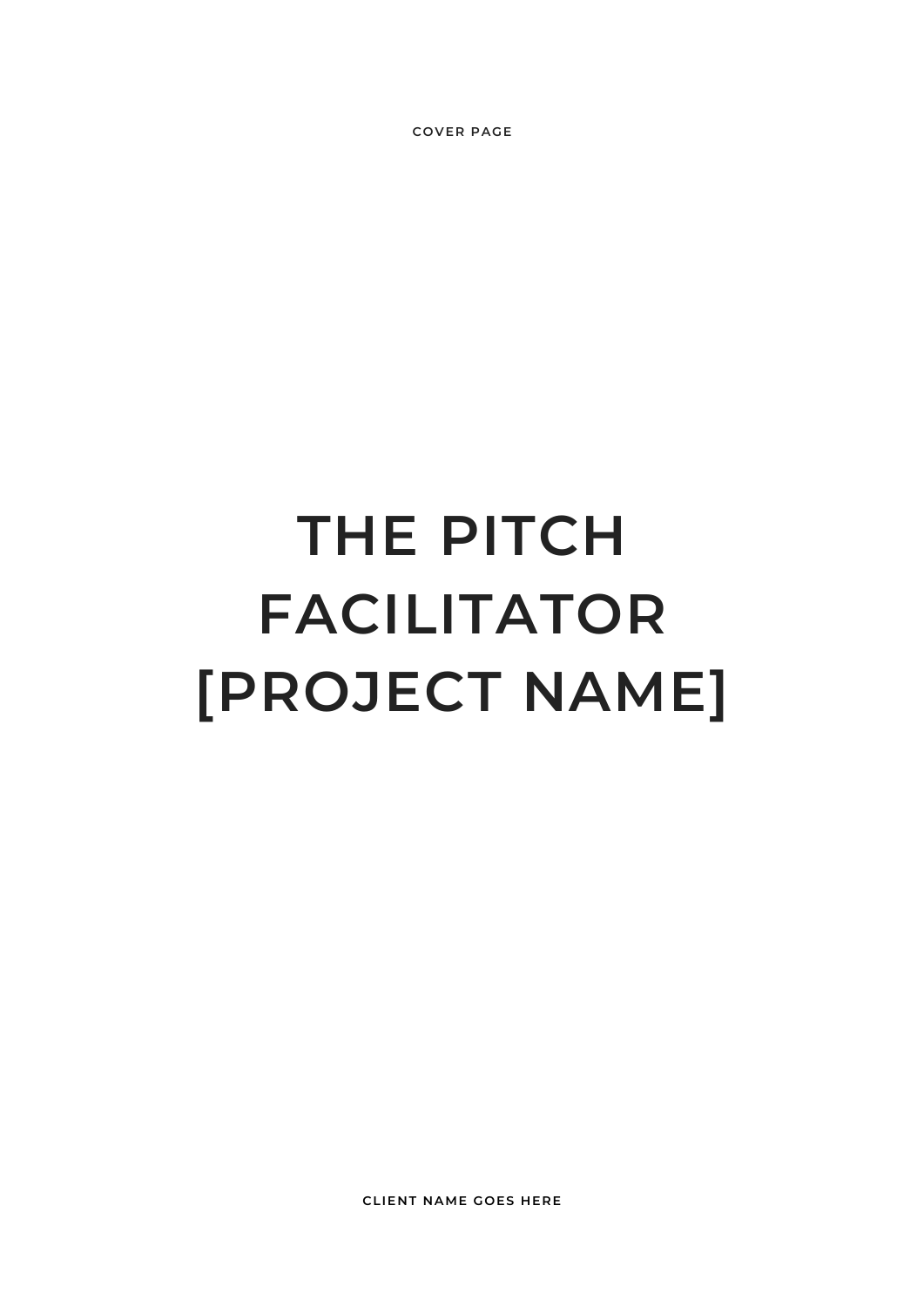COVER PAGE

# THE PITCH FACILITATOR [PROJECT NAME]

**CLIENT NAME GOES HERE**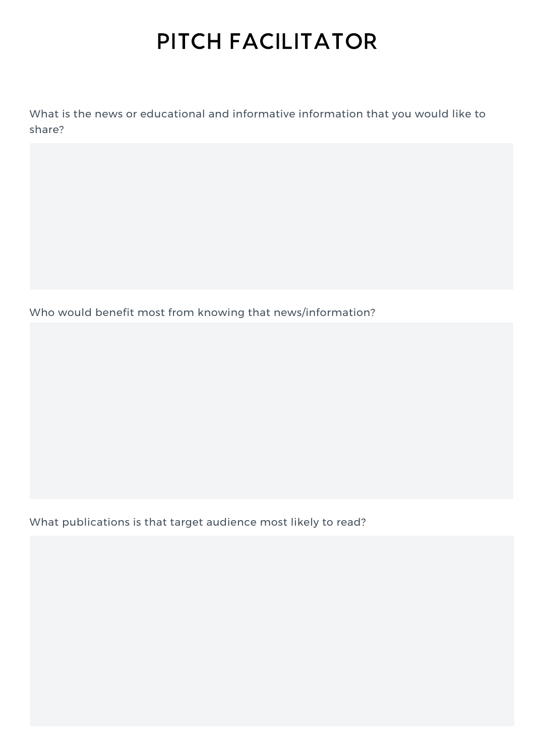# PITCH FACILITATOR

What is the news or educational and informative information that you would like to share?

Who would benefit most from knowing that news/information?

What publications is that target audience most likely to read?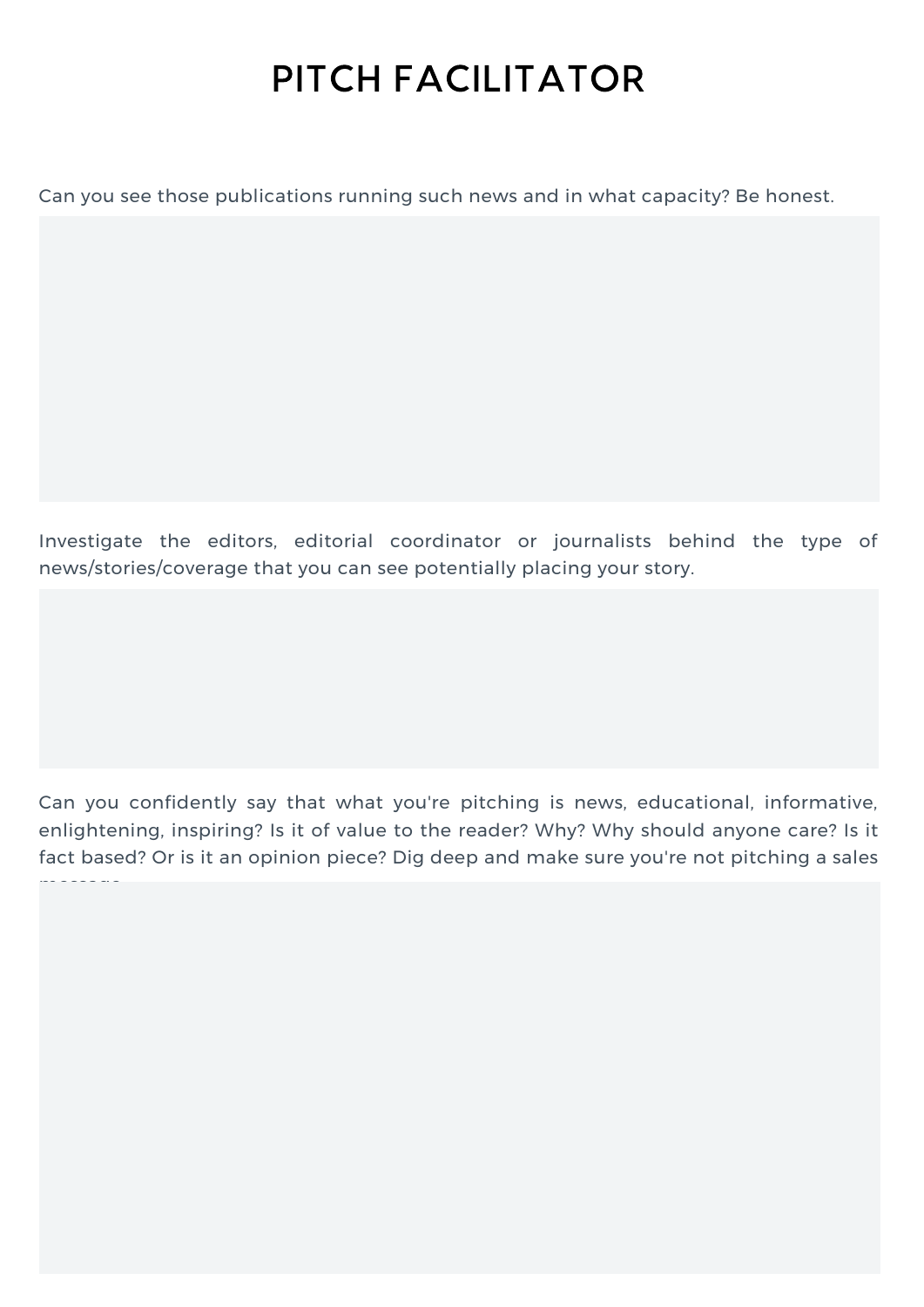# PITCH FACILITATOR

Can you see those publications running such news and in what capacity? Be honest.

Investigate the editors, editorial coordinator or journalists behind the type of news/stories/coverage that you can see potentially placing your story.

Can you confidently say that what you're pitching is news, educational, informative, enlightening, inspiring? Is it of value to the reader? Why? Why should anyone care? Is it fact based? Or is it an opinion piece? Dig deep and make sure you're not pitching a sales message.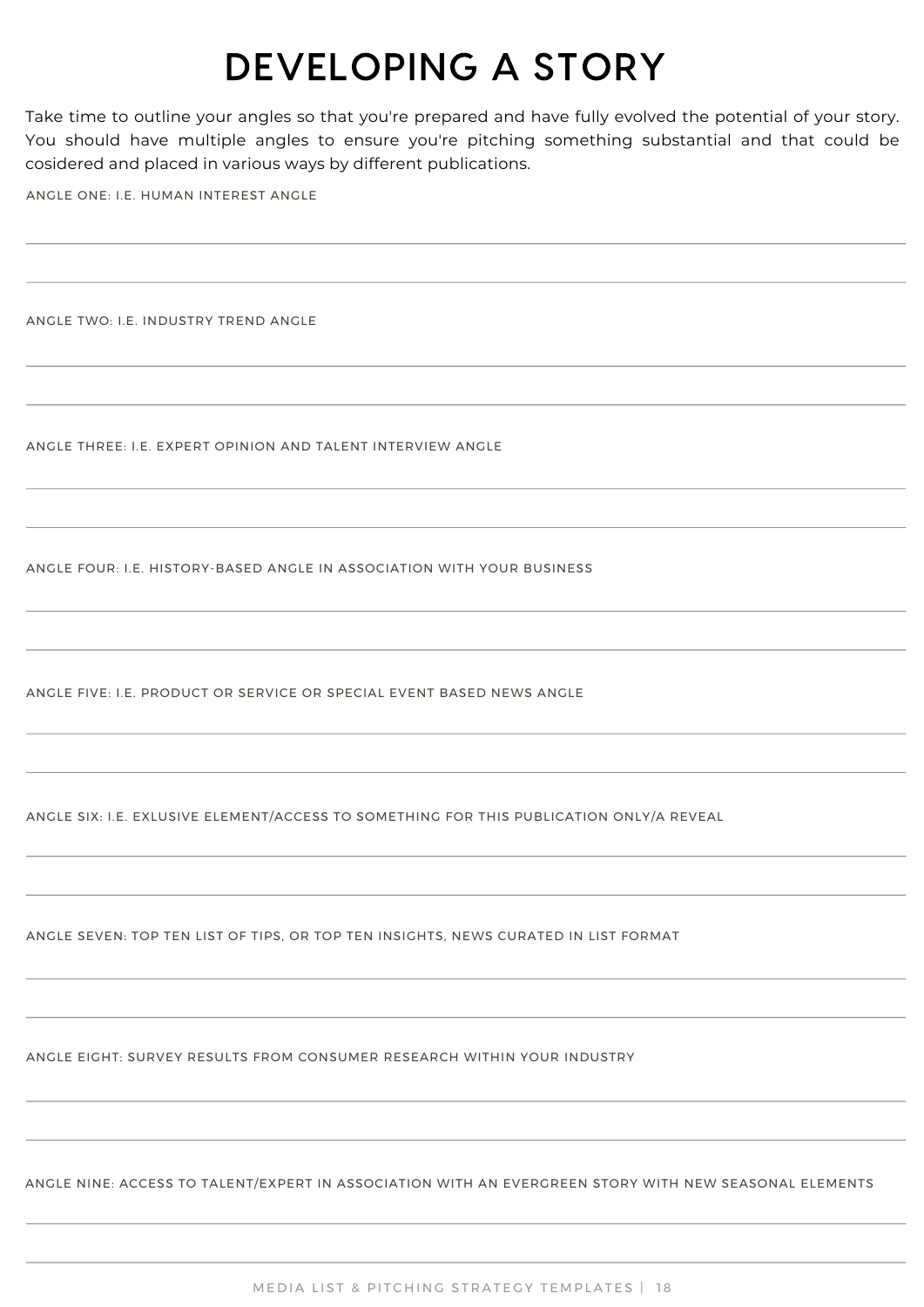# DEVELOPING A STORY

Take time to outline your angles so that you're prepared and have fully evolved the potential of your story. You should have multiple angles to ensure you're pitching something substantial and that could be cosidered and placed in various ways by different publications.

ANGLE ONE: I.E. HUMAN INTEREST ANGLE

ANGLE TWO: I.E. INDUSTRY TREND ANGLE

ANGLE THREE: I.E. EXPERT OPINION AND TALENT INTERVIEW ANGLE

ANGLE FOUR: I.E. HISTORY-BASED ANGLE IN ASSOCIATION WITH YOUR BUSINESS

ANGLE FIVE: I.E. PRODUCT OR SERVICE OR SPECIAL EVENT BASED NEWS ANGLE

ANGLE SIX: I.E. EXLUSIVE ELEMENT/ACCESS TO SOMETHING FOR THIS PUBLICATION ONLY/A REVEAL

ANGLE SEVEN: TOP TEN LIST OF TIPS, OR TOP TEN INSIGHTS, NEWS CURATED IN LIST FORMAT

ANGLE EIGHT: SURVEY RESULTS FROM CONSUMER RESEARCH WITHIN YOUR INDUSTRY

ANGLE NINE: ACCESS TO TALENT/EXPERT IN ASSOCIATION WITH AN EVERGREEN STORY WITH NEW SEASONAL ELEMENTS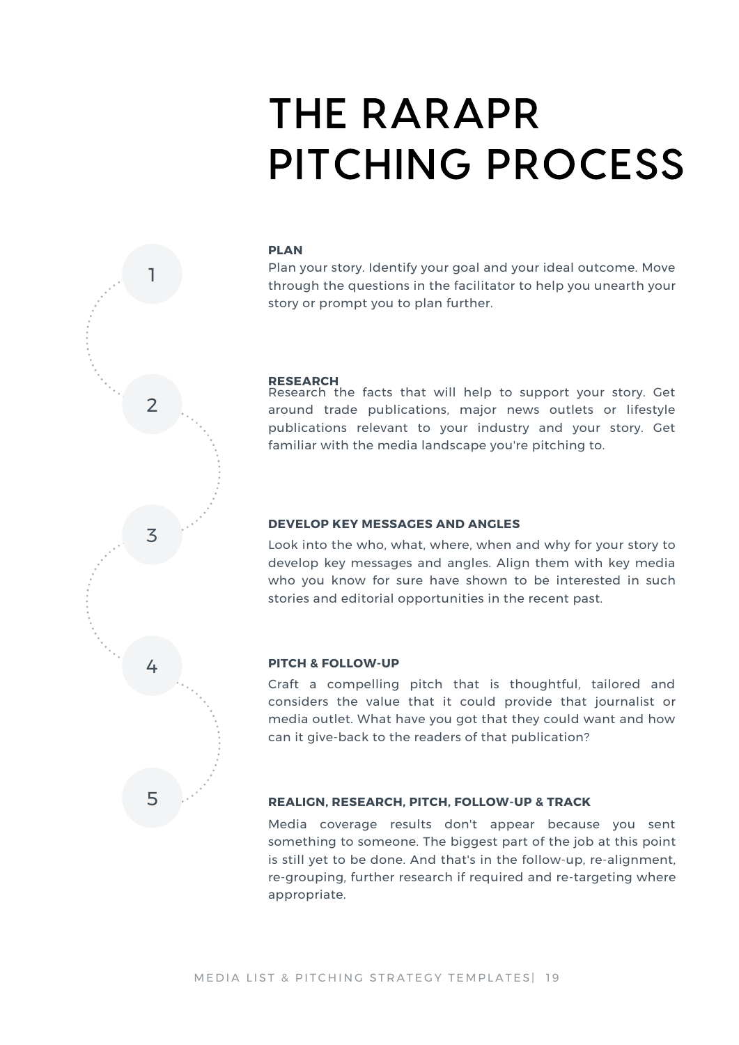# THE RARAPR PITCHING PROCESS

1

**PLAN**

Plan your story. Identify your goal and your ideal outcome. Move through the questions in the facilitator to help you unearth your story or prompt you to plan further.

2

**RESEARCH**

Research the facts that will help to support your story. Get around trade publications, major news outlets or lifestyle publications relevant to your industry and your story. Get familiar with the media landscape you're pitching to.

3

**DEVELOP KEY MESSAGES AND ANGLES**

Look into the who, what, where, when and why for your story to develop key messages and angles. Align them with key media who you know for sure have shown to be interested in such stories and editorial opportunities in the recent past.

4

**PITCH & FOLLOW-UP**

Craft a compelling pitch that is thoughtful, tailored and considers the value that it could provide that journalist or media outlet. What have you got that they could want and how can it give-back to the readers of that publication?

5

**REALIGN, RESEARCH, PITCH, FOLLOW-UP & TRACK**

Media coverage results don't appear because you sent something to someone. The biggest part of the job at this point is still yet to be done. And that's in the follow-up, re-alignment, re-grouping, further research if required and re-targeting where appropriate.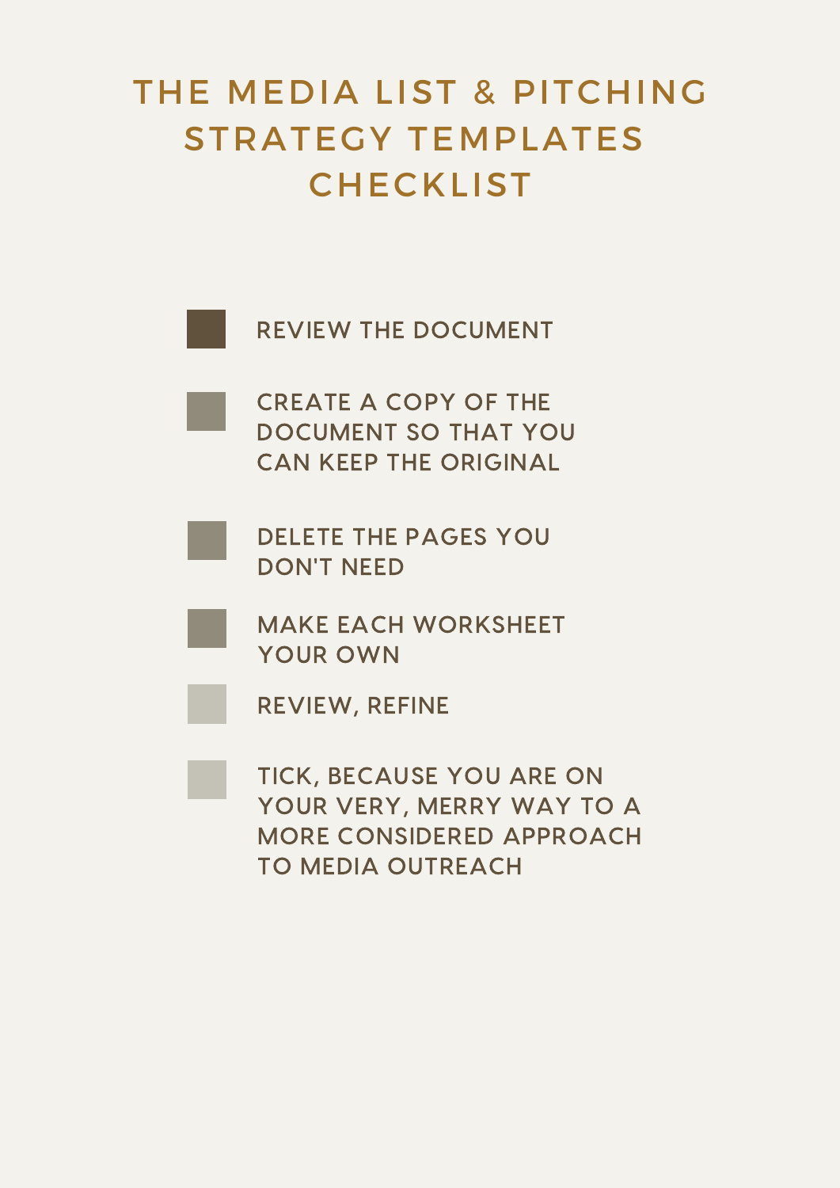# THE MEDIA LIST & PITCHING STRATEGY TEMPLATES CHECKLIST

- [ ] REVIEW THE DOCUMENT
- [ ] CREATE A COPY OF THE DOCUMENT SO THAT YOU CAN KEEP THE ORIGINAL
- [ ] DELETE THE PAGES YOU DON'T NEED
- [ ] MAKE EACH WORKSHEET YOUR OWN
- [ ] REVIEW, REFINE
- [ ] TICK, BECAUSE YOU ARE ON YOUR VERY, MERRY WAY TO A MORE CONSIDERED APPROACH TO MEDIA OUTREACH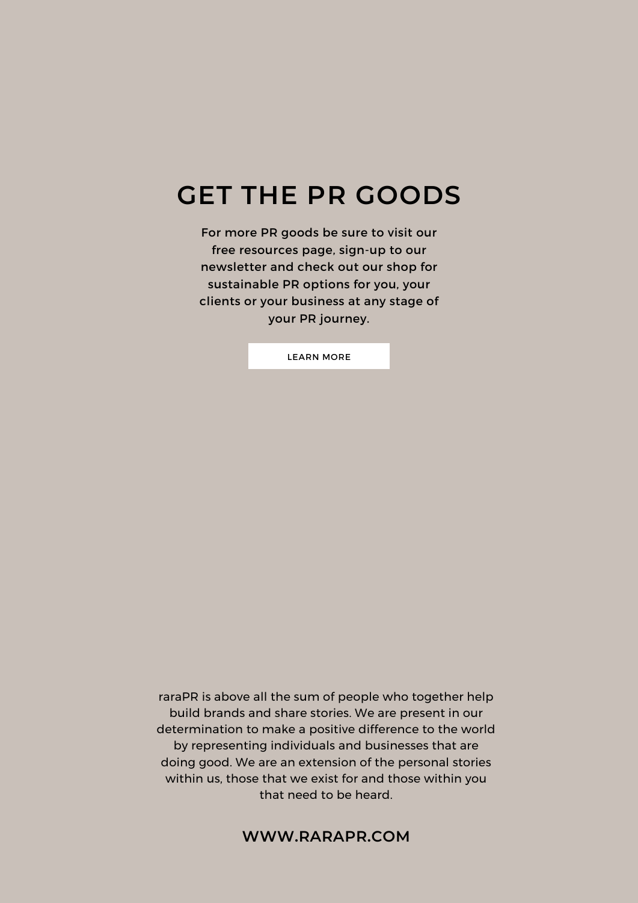# GET THE PR GOODS

For more PR goods be sure to visit our free resources page, sign-up to our newsletter and check out our shop for sustainable PR options for you, your clients or your business at any stage of your PR journey.

LEARN MORE

raraPR is above all the sum of people who together help build brands and share stories. We are present in our determination to make a positive difference to the world by representing individuals and businesses that are doing good. We are an extension of the personal stories within us, those that we exist for and those within you that need to be heard.

**WWW.RARAPR.COM**